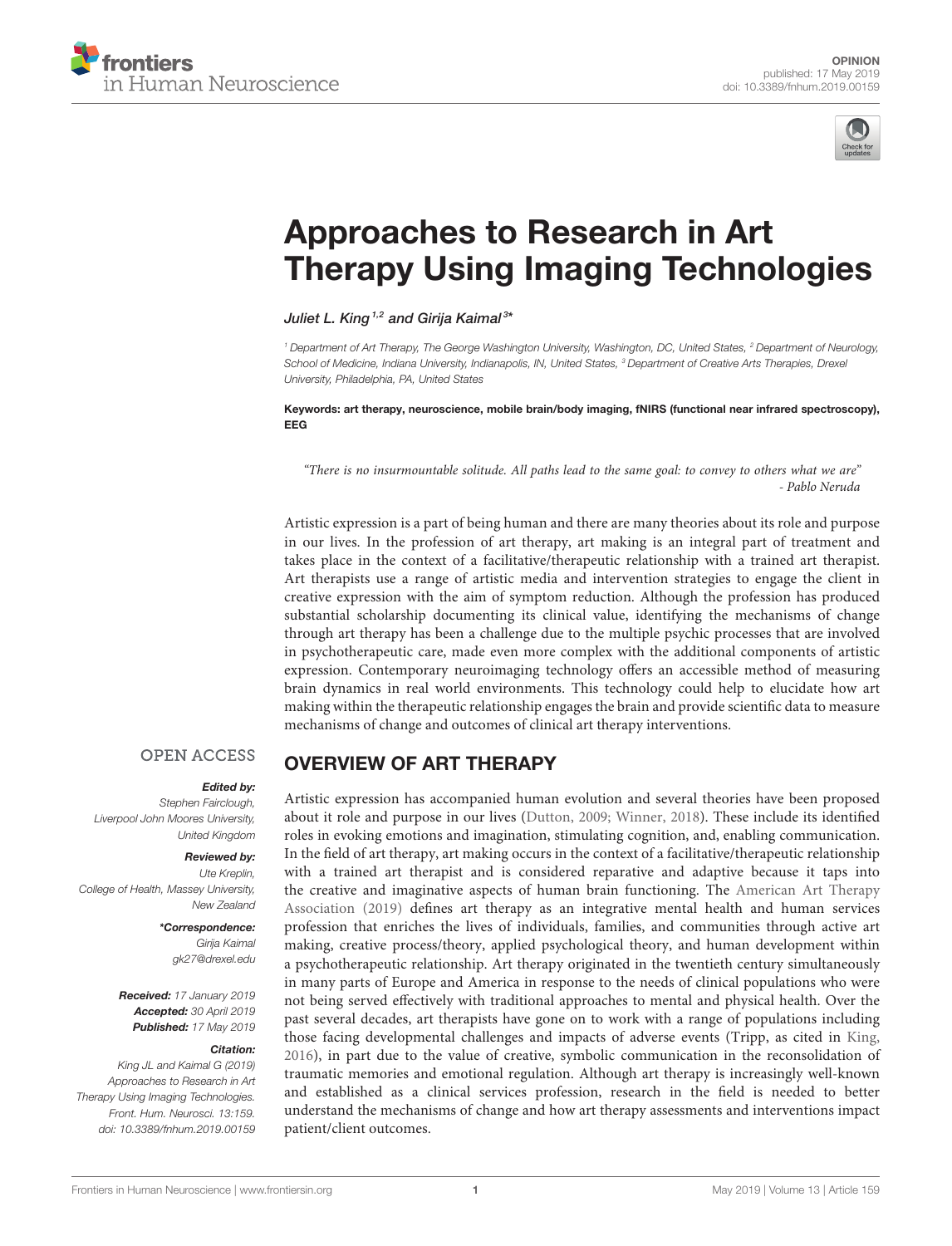OPINION
published: 17 May 2019
doi: 10.3389/fnhum.2019.00159

# Approaches to Research in Art Therapy Using Imaging Technologies

*Juliet L. King[1,2] and Girija Kaimal[3]**

[1] Department of Art Therapy, The George Washington University, Washington, DC, United States, [2] Department of Neurology, School of Medicine, Indiana University, Indianapolis, IN, United States, [3] Department of Creative Arts Therapies, Drexel University, Philadelphia, PA, United States

**Keywords: art therapy, neuroscience, mobile brain/body imaging, fNIRS (functional near infrared spectroscopy), EEG**

> *"There is no insurmountable solitude. All paths lead to the same goal: to convey to others what we are"*
> *- Pablo Neruda*

Artistic expression is a part of being human and there are many theories about its role and purpose in our lives. In the profession of art therapy, art making is an integral part of treatment and takes place in the context of a facilitative/therapeutic relationship with a trained art therapist. Art therapists use a range of artistic media and intervention strategies to engage the client in creative expression with the aim of symptom reduction. Although the profession has produced substantial scholarship documenting its clinical value, identifying the mechanisms of change through art therapy has been a challenge due to the multiple psychic processes that are involved in psychotherapeutic care, made even more complex with the additional components of artistic expression. Contemporary neuroimaging technology offers an accessible method of measuring brain dynamics in real world environments. This technology could help to elucidate how art making within the therapeutic relationship engages the brain and provide scientific data to measure mechanisms of change and outcomes of clinical art therapy interventions.

OPEN ACCESS

***Edited by:***
Stephen Fairclough, Liverpool John Moores University, United Kingdom

***Reviewed by:***
Ute Kreplin, College of Health, Massey University, New Zealand

****Correspondence:***
Girija Kaimal
gk27@drexel.edu

***Received:*** 17 January 2019
***Accepted:*** 30 April 2019
***Published:*** 17 May 2019

***Citation:***
King JL and Kaimal G (2019) Approaches to Research in Art Therapy Using Imaging Technologies. Front. Hum. Neurosci. 13:159. doi: 10.3389/fnhum.2019.00159

## OVERVIEW OF ART THERAPY

Artistic expression has accompanied human evolution and several theories have been proposed about it role and purpose in our lives (Dutton, 2009; Winner, 2018). These include its identified roles in evoking emotions and imagination, stimulating cognition, and, enabling communication. In the field of art therapy, art making occurs in the context of a facilitative/therapeutic relationship with a trained art therapist and is considered reparative and adaptive because it taps into the creative and imaginative aspects of human brain functioning. The American Art Therapy Association (2019) defines art therapy as an integrative mental health and human services profession that enriches the lives of individuals, families, and communities through active art making, creative process/theory, applied psychological theory, and human development within a psychotherapeutic relationship. Art therapy originated in the twentieth century simultaneously in many parts of Europe and America in response to the needs of clinical populations who were not being served effectively with traditional approaches to mental and physical health. Over the past several decades, art therapists have gone on to work with a range of populations including those facing developmental challenges and impacts of adverse events (Tripp, as cited in King, 2016), in part due to the value of creative, symbolic communication in the reconsolidation of traumatic memories and emotional regulation. Although art therapy is increasingly well-known and established as a clinical services profession, research in the field is needed to better understand the mechanisms of change and how art therapy assessments and interventions impact patient/client outcomes.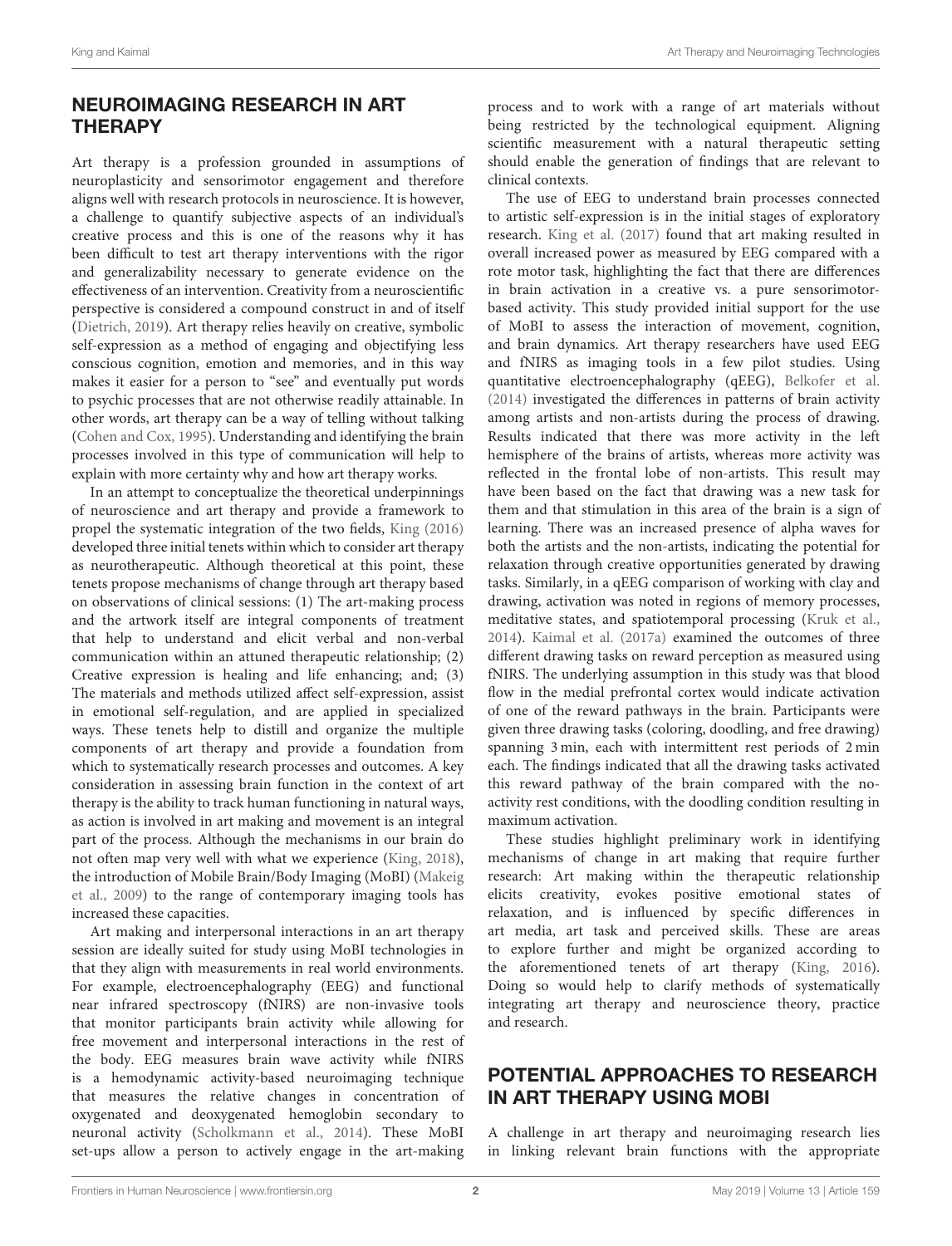## NEUROIMAGING RESEARCH IN ART THERAPY

Art therapy is a profession grounded in assumptions of neuroplasticity and sensorimotor engagement and therefore aligns well with research protocols in neuroscience. It is however, a challenge to quantify subjective aspects of an individual's creative process and this is one of the reasons why it has been difficult to test art therapy interventions with the rigor and generalizability necessary to generate evidence on the effectiveness of an intervention. Creativity from a neuroscientific perspective is considered a compound construct in and of itself (Dietrich, 2019). Art therapy relies heavily on creative, symbolic self-expression as a method of engaging and objectifying less conscious cognition, emotion and memories, and in this way makes it easier for a person to "see" and eventually put words to psychic processes that are not otherwise readily attainable. In other words, art therapy can be a way of telling without talking (Cohen and Cox, 1995). Understanding and identifying the brain processes involved in this type of communication will help to explain with more certainty why and how art therapy works.

In an attempt to conceptualize the theoretical underpinnings of neuroscience and art therapy and provide a framework to propel the systematic integration of the two fields, King (2016) developed three initial tenets within which to consider art therapy as neurotherapeutic. Although theoretical at this point, these tenets propose mechanisms of change through art therapy based on observations of clinical sessions: (1) The art-making process and the artwork itself are integral components of treatment that help to understand and elicit verbal and non-verbal communication within an attuned therapeutic relationship; (2) Creative expression is healing and life enhancing; and; (3) The materials and methods utilized affect self-expression, assist in emotional self-regulation, and are applied in specialized ways. These tenets help to distill and organize the multiple components of art therapy and provide a foundation from which to systematically research processes and outcomes. A key consideration in assessing brain function in the context of art therapy is the ability to track human functioning in natural ways, as action is involved in art making and movement is an integral part of the process. Although the mechanisms in our brain do not often map very well with what we experience (King, 2018), the introduction of Mobile Brain/Body Imaging (MoBI) (Makeig et al., 2009) to the range of contemporary imaging tools has increased these capacities.

Art making and interpersonal interactions in an art therapy session are ideally suited for study using MoBI technologies in that they align with measurements in real world environments. For example, electroencephalography (EEG) and functional near infrared spectroscopy (fNIRS) are non-invasive tools that monitor participants brain activity while allowing for free movement and interpersonal interactions in the rest of the body. EEG measures brain wave activity while fNIRS is a hemodynamic activity-based neuroimaging technique that measures the relative changes in concentration of oxygenated and deoxygenated hemoglobin secondary to neuronal activity (Scholkmann et al., 2014). These MoBI set-ups allow a person to actively engage in the art-making process and to work with a range of art materials without being restricted by the technological equipment. Aligning scientific measurement with a natural therapeutic setting should enable the generation of findings that are relevant to clinical contexts.

The use of EEG to understand brain processes connected to artistic self-expression is in the initial stages of exploratory research. King et al. (2017) found that art making resulted in overall increased power as measured by EEG compared with a rote motor task, highlighting the fact that there are differences in brain activation in a creative vs. a pure sensorimotor-based activity. This study provided initial support for the use of MoBI to assess the interaction of movement, cognition, and brain dynamics. Art therapy researchers have used EEG and fNIRS as imaging tools in a few pilot studies. Using quantitative electroencephalography (qEEG), Belkofer et al. (2014) investigated the differences in patterns of brain activity among artists and non-artists during the process of drawing. Results indicated that there was more activity in the left hemisphere of the brains of artists, whereas more activity was reflected in the frontal lobe of non-artists. This result may have been based on the fact that drawing was a new task for them and that stimulation in this area of the brain is a sign of learning. There was an increased presence of alpha waves for both the artists and the non-artists, indicating the potential for relaxation through creative opportunities generated by drawing tasks. Similarly, in a qEEG comparison of working with clay and drawing, activation was noted in regions of memory processes, meditative states, and spatiotemporal processing (Kruk et al., 2014). Kaimal et al. (2017a) examined the outcomes of three different drawing tasks on reward perception as measured using fNIRS. The underlying assumption in this study was that blood flow in the medial prefrontal cortex would indicate activation of one of the reward pathways in the brain. Participants were given three drawing tasks (coloring, doodling, and free drawing) spanning 3 min, each with intermittent rest periods of 2 min each. The findings indicated that all the drawing tasks activated this reward pathway of the brain compared with the no-activity rest conditions, with the doodling condition resulting in maximum activation.

These studies highlight preliminary work in identifying mechanisms of change in art making that require further research: Art making within the therapeutic relationship elicits creativity, evokes positive emotional states of relaxation, and is influenced by specific differences in art media, art task and perceived skills. These are areas to explore further and might be organized according to the aforementioned tenets of art therapy (King, 2016). Doing so would help to clarify methods of systematically integrating art therapy and neuroscience theory, practice and research.

## POTENTIAL APPROACHES TO RESEARCH IN ART THERAPY USING MOBI

A challenge in art therapy and neuroimaging research lies in linking relevant brain functions with the appropriate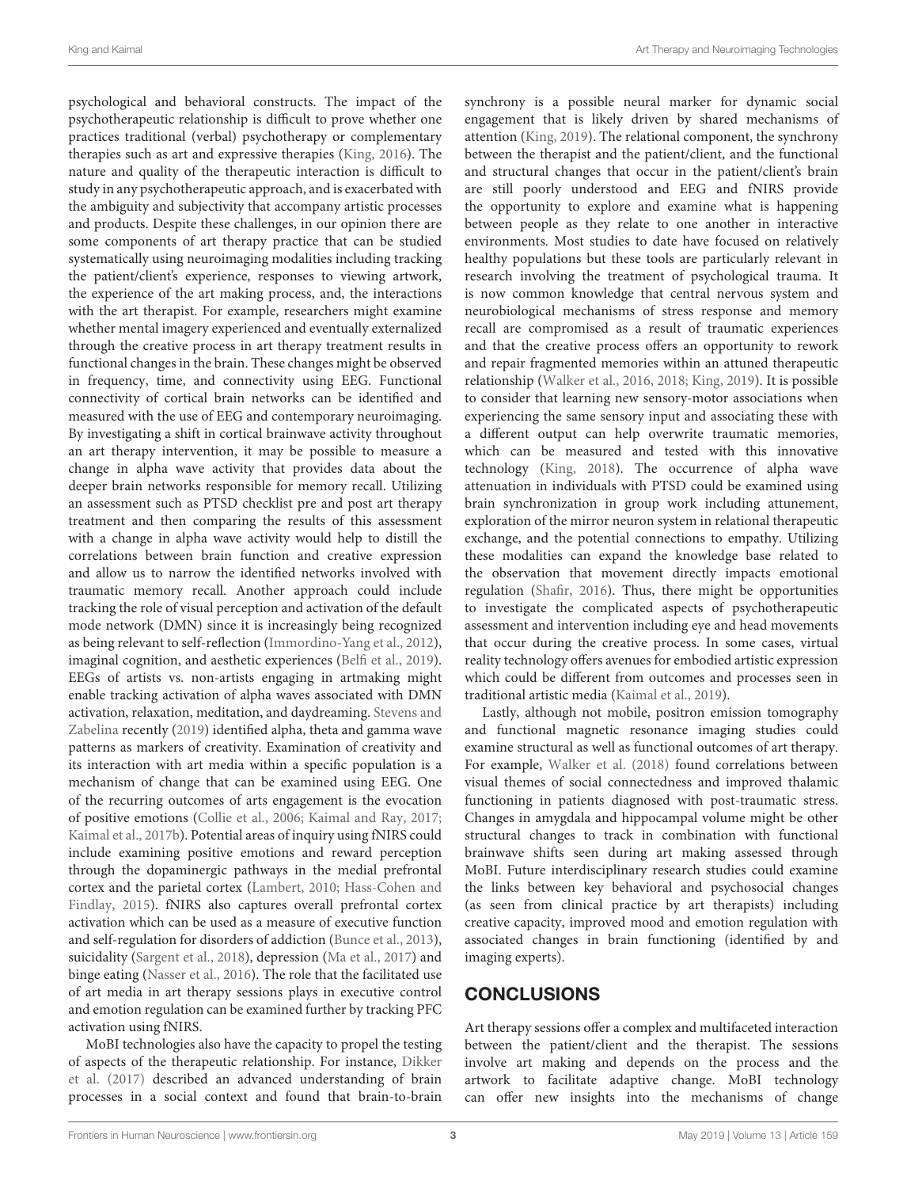psychological and behavioral constructs. The impact of the psychotherapeutic relationship is difficult to prove whether one practices traditional (verbal) psychotherapy or complementary therapies such as art and expressive therapies (King, 2016). The nature and quality of the therapeutic interaction is difficult to study in any psychotherapeutic approach, and is exacerbated with the ambiguity and subjectivity that accompany artistic processes and products. Despite these challenges, in our opinion there are some components of art therapy practice that can be studied systematically using neuroimaging modalities including tracking the patient/client's experience, responses to viewing artwork, the experience of the art making process, and, the interactions with the art therapist. For example, researchers might examine whether mental imagery experienced and eventually externalized through the creative process in art therapy treatment results in functional changes in the brain. These changes might be observed in frequency, time, and connectivity using EEG. Functional connectivity of cortical brain networks can be identified and measured with the use of EEG and contemporary neuroimaging. By investigating a shift in cortical brainwave activity throughout an art therapy intervention, it may be possible to measure a change in alpha wave activity that provides data about the deeper brain networks responsible for memory recall. Utilizing an assessment such as PTSD checklist pre and post art therapy treatment and then comparing the results of this assessment with a change in alpha wave activity would help to distill the correlations between brain function and creative expression and allow us to narrow the identified networks involved with traumatic memory recall. Another approach could include tracking the role of visual perception and activation of the default mode network (DMN) since it is increasingly being recognized as being relevant to self-reflection (Immordino-Yang et al., 2012), imaginal cognition, and aesthetic experiences (Belfi et al., 2019). EEGs of artists vs. non-artists engaging in artmaking might enable tracking activation of alpha waves associated with DMN activation, relaxation, meditation, and daydreaming. Stevens and Zabelina recently (2019) identified alpha, theta and gamma wave patterns as markers of creativity. Examination of creativity and its interaction with art media within a specific population is a mechanism of change that can be examined using EEG. One of the recurring outcomes of arts engagement is the evocation of positive emotions (Collie et al., 2006; Kaimal and Ray, 2017; Kaimal et al., 2017b). Potential areas of inquiry using fNIRS could include examining positive emotions and reward perception through the dopaminergic pathways in the medial prefrontal cortex and the parietal cortex (Lambert, 2010; Hass-Cohen and Findlay, 2015). fNIRS also captures overall prefrontal cortex activation which can be used as a measure of executive function and self-regulation for disorders of addiction (Bunce et al., 2013), suicidality (Sargent et al., 2018), depression (Ma et al., 2017) and binge eating (Nasser et al., 2016). The role that the facilitated use of art media in art therapy sessions plays in executive control and emotion regulation can be examined further by tracking PFC activation using fNIRS.

MoBI technologies also have the capacity to propel the testing of aspects of the therapeutic relationship. For instance, Dikker et al. (2017) described an advanced understanding of brain processes in a social context and found that brain-to-brain synchrony is a possible neural marker for dynamic social engagement that is likely driven by shared mechanisms of attention (King, 2019). The relational component, the synchrony between the therapist and the patient/client, and the functional and structural changes that occur in the patient/client's brain are still poorly understood and EEG and fNIRS provide the opportunity to explore and examine what is happening between people as they relate to one another in interactive environments. Most studies to date have focused on relatively healthy populations but these tools are particularly relevant in research involving the treatment of psychological trauma. It is now common knowledge that central nervous system and neurobiological mechanisms of stress response and memory recall are compromised as a result of traumatic experiences and that the creative process offers an opportunity to rework and repair fragmented memories within an attuned therapeutic relationship (Walker et al., 2016, 2018; King, 2019). It is possible to consider that learning new sensory-motor associations when experiencing the same sensory input and associating these with a different output can help overwrite traumatic memories, which can be measured and tested with this innovative technology (King, 2018). The occurrence of alpha wave attenuation in individuals with PTSD could be examined using brain synchronization in group work including attunement, exploration of the mirror neuron system in relational therapeutic exchange, and the potential connections to empathy. Utilizing these modalities can expand the knowledge base related to the observation that movement directly impacts emotional regulation (Shafir, 2016). Thus, there might be opportunities to investigate the complicated aspects of psychotherapeutic assessment and intervention including eye and head movements that occur during the creative process. In some cases, virtual reality technology offers avenues for embodied artistic expression which could be different from outcomes and processes seen in traditional artistic media (Kaimal et al., 2019).

Lastly, although not mobile, positron emission tomography and functional magnetic resonance imaging studies could examine structural as well as functional outcomes of art therapy. For example, Walker et al. (2018) found correlations between visual themes of social connectedness and improved thalamic functioning in patients diagnosed with post-traumatic stress. Changes in amygdala and hippocampal volume might be other structural changes to track in combination with functional brainwave shifts seen during art making assessed through MoBI. Future interdisciplinary research studies could examine the links between key behavioral and psychosocial changes (as seen from clinical practice by art therapists) including creative capacity, improved mood and emotion regulation with associated changes in brain functioning (identified by and imaging experts).

## CONCLUSIONS

Art therapy sessions offer a complex and multifaceted interaction between the patient/client and the therapist. The sessions involve art making and depends on the process and the artwork to facilitate adaptive change. MoBI technology can offer new insights into the mechanisms of change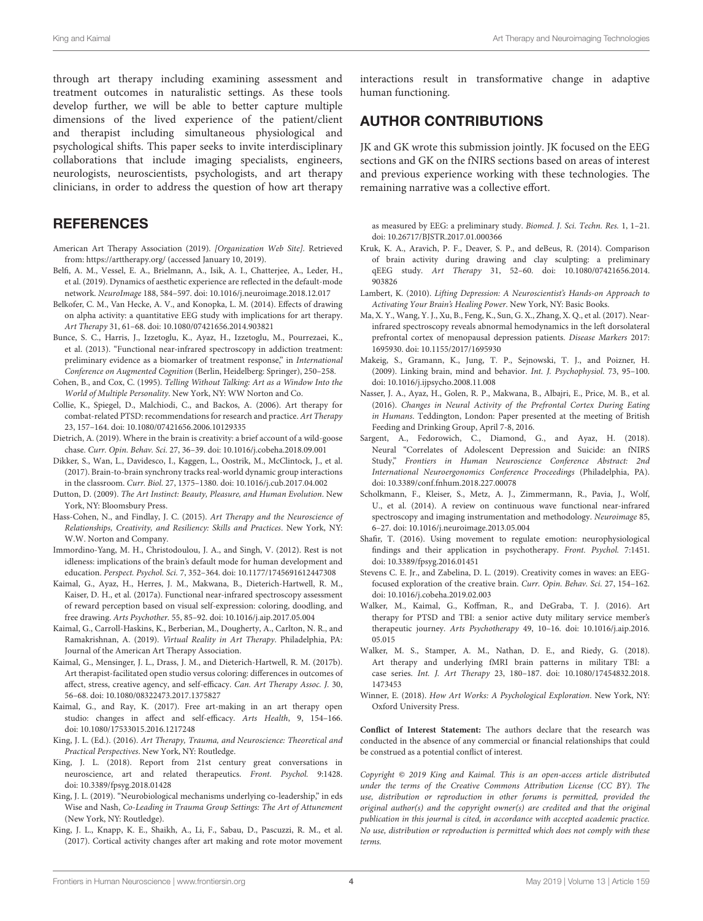through art therapy including examining assessment and treatment outcomes in naturalistic settings. As these tools develop further, we will be able to better capture multiple dimensions of the lived experience of the patient/client and therapist including simultaneous physiological and psychological shifts. This paper seeks to invite interdisciplinary collaborations that include imaging specialists, engineers, neurologists, neuroscientists, psychologists, and art therapy clinicians, in order to address the question of how art therapy interactions result in transformative change in adaptive human functioning.

## AUTHOR CONTRIBUTIONS

JK and GK wrote this submission jointly. JK focused on the EEG sections and GK on the fNIRS sections based on areas of interest and previous experience working with these technologies. The remaining narrative was a collective effort.

## REFERENCES

American Art Therapy Association (2019). *[Organization Web Site]*. Retrieved from: https://arttherapy.org/ (accessed January 10, 2019).

Belfi, A. M., Vessel, E. A., Brielmann, A., Isik, A. I., Chatterjee, A., Leder, H., et al. (2019). Dynamics of aesthetic experience are reflected in the default-mode network. *NeuroImage* 188, 584–597. doi: 10.1016/j.neuroimage.2018.12.017

Belkofer, C. M., Van Hecke, A. V., and Konopka, L. M. (2014). Effects of drawing on alpha activity: a quantitative EEG study with implications for art therapy. *Art Therapy* 31, 61–68. doi: 10.1080/07421656.2014.903821

Bunce, S. C., Harris, J., Izzetoglu, K., Ayaz, H., Izzetoglu, M., Pourrezaei, K., et al. (2013). "Functional near-infrared spectroscopy in addiction treatment: preliminary evidence as a biomarker of treatment response," in *International Conference on Augmented Cognition* (Berlin, Heidelberg: Springer), 250–258.

Cohen, B., and Cox, C. (1995). *Telling Without Talking: Art as a Window Into the World of Multiple Personality*. New York, NY: WW Norton and Co.

Collie, K., Spiegel, D., Malchiodi, C., and Backos, A. (2006). Art therapy for combat-related PTSD: recommendations for research and practice. *Art Therapy* 23, 157–164. doi: 10.1080/07421656.2006.10129335

Dietrich, A. (2019). Where in the brain is creativity: a brief account of a wild-goose chase. *Curr. Opin. Behav. Sci.* 27, 36–39. doi: 10.1016/j.cobeha.2018.09.001

Dikker, S., Wan, L., Davidesco, I., Kaggen, L., Oostrik, M., McClintock, J., et al. (2017). Brain-to-brain synchrony tracks real-world dynamic group interactions in the classroom. *Curr. Biol.* 27, 1375–1380. doi: 10.1016/j.cub.2017.04.002

Dutton, D. (2009). *The Art Instinct: Beauty, Pleasure, and Human Evolution*. New York, NY: Bloomsbury Press.

Hass-Cohen, N., and Findlay, J. C. (2015). *Art Therapy and the Neuroscience of Relationships, Creativity, and Resiliency: Skills and Practices*. New York, NY: W.W. Norton and Company.

Immordino-Yang, M. H., Christodoulou, J. A., and Singh, V. (2012). Rest is not idleness: implications of the brain's default mode for human development and education. *Perspect. Psychol. Sci.* 7, 352–364. doi: 10.1177/1745691612447308

Kaimal, G., Ayaz, H., Herres, J. M., Makwana, B., Dieterich-Hartwell, R. M., Kaiser, D. H., et al. (2017a). Functional near-infrared spectroscopy assessment of reward perception based on visual self-expression: coloring, doodling, and free drawing. *Arts Psychother.* 55, 85–92. doi: 10.1016/j.aip.2017.05.004

Kaimal, G., Carroll-Haskins, K., Berberian, M., Dougherty, A., Carlton, N. R., and Ramakrishnan, A. (2019). *Virtual Reality in Art Therapy*. Philadelphia, PA: Journal of the American Art Therapy Association.

Kaimal, G., Mensinger, J. L., Drass, J. M., and Dieterich-Hartwell, R. M. (2017b). Art therapist-facilitated open studio versus coloring: differences in outcomes of affect, stress, creative agency, and self-efficacy. *Can. Art Therapy Assoc. J.* 30, 56–68. doi: 10.1080/08322473.2017.1375827

Kaimal, G., and Ray, K. (2017). Free art-making in an art therapy open studio: changes in affect and self-efficacy. *Arts Health*, 9, 154–166. doi: 10.1080/17533015.2016.1217248

King, J. L. (Ed.). (2016). *Art Therapy, Trauma, and Neuroscience: Theoretical and Practical Perspectives*. New York, NY: Routledge.

King, J. L. (2018). Report from 21st century great conversations in neuroscience, art and related therapeutics. *Front. Psychol.* 9:1428. doi: 10.3389/fpsyg.2018.01428

King, J. L. (2019). "Neurobiological mechanisms underlying co-leadership," in eds Wise and Nash, *Co-Leading in Trauma Group Settings: The Art of Attunement* (New York, NY: Routledge).

King, J. L., Knapp, K. E., Shaikh, A., Li, F., Sabau, D., Pascuzzi, R. M., et al. (2017). Cortical activity changes after art making and rote motor movement as measured by EEG: a preliminary study. *Biomed. J. Sci. Techn. Res.* 1, 1–21. doi: 10.26717/BJSTR.2017.01.000366

Kruk, K. A., Aravich, P. F., Deaver, S. P., and deBeus, R. (2014). Comparison of brain activity during drawing and clay sculpting: a preliminary qEEG study. *Art Therapy* 31, 52–60. doi: 10.1080/07421656.2014.903826

Lambert, K. (2010). *Lifting Depression: A Neuroscientist's Hands-on Approach to Activating Your Brain's Healing Power*. New York, NY: Basic Books.

Ma, X. Y., Wang, Y. J., Xu, B., Feng, K., Sun, G. X., Zhang, X. Q., et al. (2017). Near-infrared spectroscopy reveals abnormal hemodynamics in the left dorsolateral prefrontal cortex of menopausal depression patients. *Disease Markers* 2017: 1695930. doi: 10.1155/2017/1695930

Makeig, S., Gramann, K., Jung, T. P., Sejnowski, T. J., and Poizner, H. (2009). Linking brain, mind and behavior. *Int. J. Psychophysiol.* 73, 95–100. doi: 10.1016/j.ijpsycho.2008.11.008

Nasser, J. A., Ayaz, H., Golen, R. P., Makwana, B., Albajri, E., Price, M. B., et al. (2016). *Changes in Neural Activity of the Prefrontal Cortex During Eating in Humans*. Teddington, London: Paper presented at the meeting of British Feeding and Drinking Group, April 7-8, 2016.

Sargent, A., Fedorowich, C., Diamond, G., and Ayaz, H. (2018). Neural "Correlates of Adolescent Depression and Suicide: an fNIRS Study," *Frontiers in Human Neuroscience Conference Abstract: 2nd International Neuroergonomics Conference Proceedings* (Philadelphia, PA). doi: 10.3389/conf.fnhum.2018.227.00078

Scholkmann, F., Kleiser, S., Metz, A. J., Zimmermann, R., Pavia, J., Wolf, U., et al. (2014). A review on continuous wave functional near-infrared spectroscopy and imaging instrumentation and methodology. *Neuroimage* 85, 6–27. doi: 10.1016/j.neuroimage.2013.05.004

Shafir, T. (2016). Using movement to regulate emotion: neurophysiological findings and their application in psychotherapy. *Front. Psychol.* 7:1451. doi: 10.3389/fpsyg.2016.01451

Stevens C. E. Jr., and Zabelina, D. L. (2019). Creativity comes in waves: an EEG-focused exploration of the creative brain. *Curr. Opin. Behav. Sci.* 27, 154–162. doi: 10.1016/j.cobeha.2019.02.003

Walker, M., Kaimal, G., Koffman, R., and DeGraba, T. J. (2016). Art therapy for PTSD and TBI: a senior active duty military service member's therapeutic journey. *Arts Psychotherapy* 49, 10–16. doi: 10.1016/j.aip.2016.05.015

Walker, M. S., Stamper, A. M., Nathan, D. E., and Riedy, G. (2018). Art therapy and underlying fMRI brain patterns in military TBI: a case series. *Int. J. Art Therapy* 23, 180–187. doi: 10.1080/17454832.2018.1473453

Winner, E. (2018). *How Art Works: A Psychological Exploration*. New York, NY: Oxford University Press.

**Conflict of Interest Statement:** The authors declare that the research was conducted in the absence of any commercial or financial relationships that could be construed as a potential conflict of interest.

*Copyright © 2019 King and Kaimal. This is an open-access article distributed under the terms of the Creative Commons Attribution License (CC BY). The use, distribution or reproduction in other forums is permitted, provided the original author(s) and the copyright owner(s) are credited and that the original publication in this journal is cited, in accordance with accepted academic practice. No use, distribution or reproduction is permitted which does not comply with these terms.*